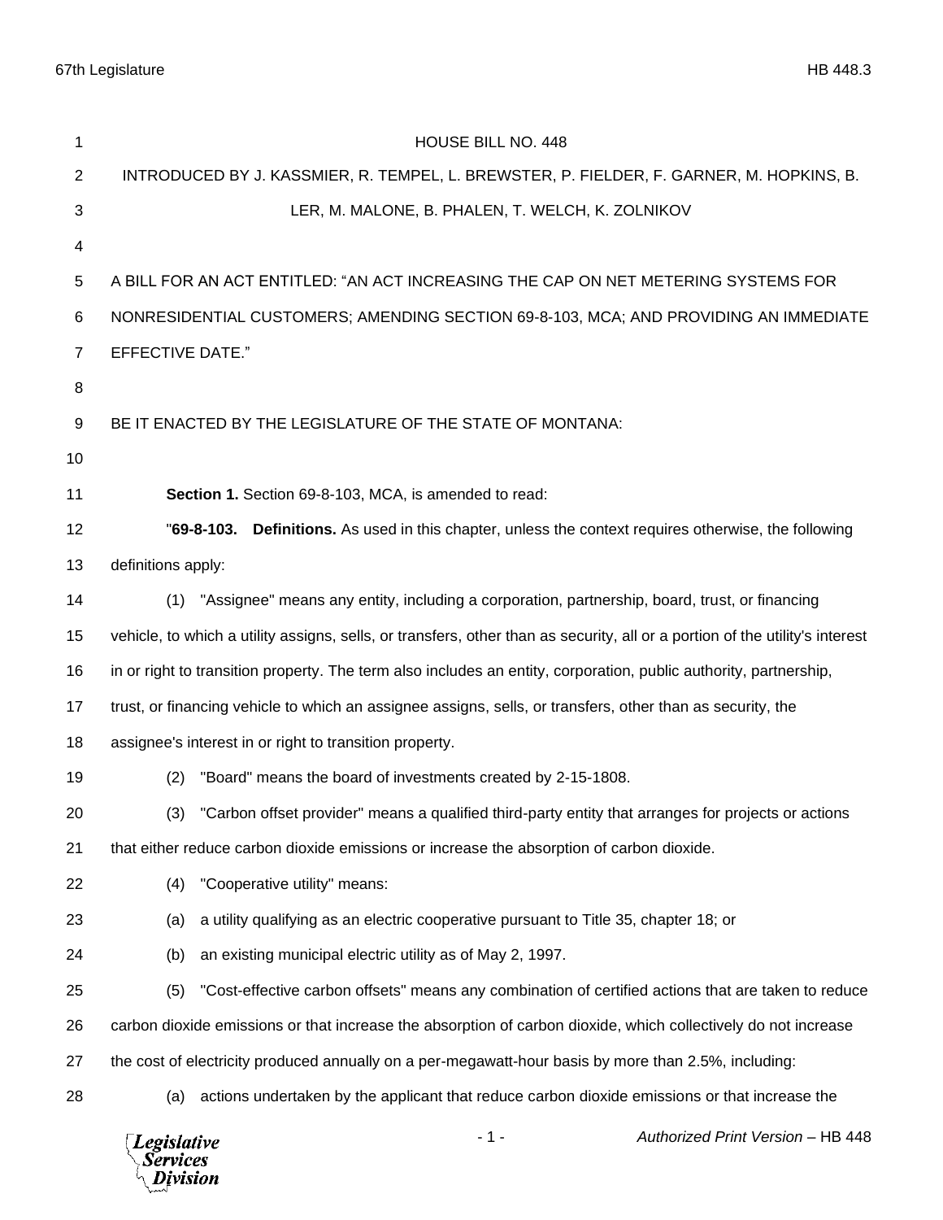HOUSE BILL NO. 448

INTRODUCED BY J. KASSMIER, R. TEMPEL, L. BREWSTER, P. FIELDER, F. GARNER, M. HOPKINS, B. LER, M. MALONE, B. PHALEN, T. WELCH, K. ZOLNIKOV

A BILL FOR AN ACT ENTITLED: "AN ACT INCREASING THE CAP ON NET METERING SYSTEMS FOR NONRESIDENTIAL CUSTOMERS; AMENDING SECTION 69-8-103, MCA; AND PROVIDING AN IMMEDIATE EFFECTIVE DATE."

BE IT ENACTED BY THE LEGISLATURE OF THE STATE OF MONTANA:

**Section 1.** Section 69-8-103, MCA, is amended to read:

"**69-8-103. Definitions.** As used in this chapter, unless the context requires otherwise, the following definitions apply:

(1) "Assignee" means any entity, including a corporation, partnership, board, trust, or financing vehicle, to which a utility assigns, sells, or transfers, other than as security, all or a portion of the utility's interest in or right to transition property. The term also includes an entity, corporation, public authority, partnership, trust, or financing vehicle to which an assignee assigns, sells, or transfers, other than as security, the assignee's interest in or right to transition property.

(2) "Board" means the board of investments created by 2-15-1808.

(3) "Carbon offset provider" means a qualified third-party entity that arranges for projects or actions that either reduce carbon dioxide emissions or increase the absorption of carbon dioxide.

(4) "Cooperative utility" means:

(a) a utility qualifying as an electric cooperative pursuant to Title 35, chapter 18; or

(b) an existing municipal electric utility as of May 2, 1997.

(5) "Cost-effective carbon offsets" means any combination of certified actions that are taken to reduce carbon dioxide emissions or that increase the absorption of carbon dioxide, which collectively do not increase the cost of electricity produced annually on a per-megawatt-hour basis by more than 2.5%, including:

(a) actions undertaken by the applicant that reduce carbon dioxide emissions or that increase the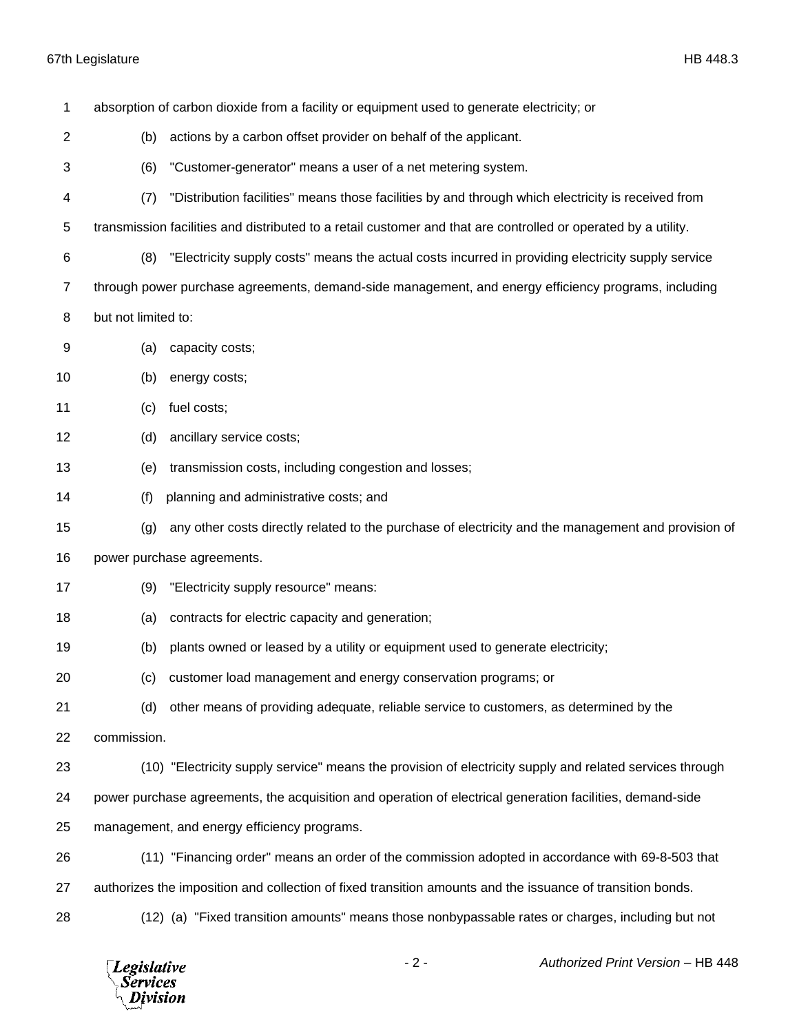absorption of carbon dioxide from a facility or equipment used to generate electricity; or

(b) actions by a carbon offset provider on behalf of the applicant.

(6) "Customer-generator" means a user of a net metering system.

(7) "Distribution facilities" means those facilities by and through which electricity is received from transmission facilities and distributed to a retail customer and that are controlled or operated by a utility.

(8) "Electricity supply costs" means the actual costs incurred in providing electricity supply service through power purchase agreements, demand-side management, and energy efficiency programs, including but not limited to:

(a) capacity costs;

(b) energy costs;

(c) fuel costs;

(d) ancillary service costs;

(e) transmission costs, including congestion and losses;

(f) planning and administrative costs; and

(g) any other costs directly related to the purchase of electricity and the management and provision of power purchase agreements.

(9) "Electricity supply resource" means:

(a) contracts for electric capacity and generation;

(b) plants owned or leased by a utility or equipment used to generate electricity;

(c) customer load management and energy conservation programs; or

(d) other means of providing adequate, reliable service to customers, as determined by the commission.

(10) "Electricity supply service" means the provision of electricity supply and related services through power purchase agreements, the acquisition and operation of electrical generation facilities, demand-side management, and energy efficiency programs.

(11) "Financing order" means an order of the commission adopted in accordance with 69-8-503 that authorizes the imposition and collection of fixed transition amounts and the issuance of transition bonds.

(12) (a) "Fixed transition amounts" means those nonbypassable rates or charges, including but not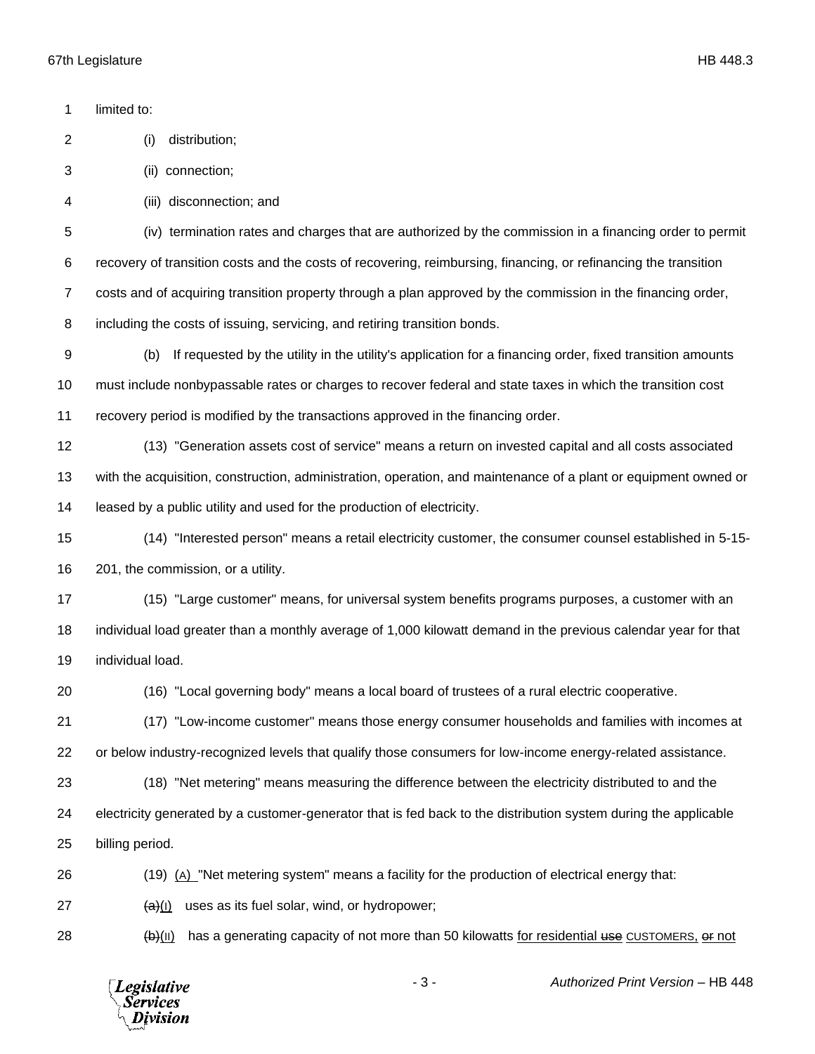limited to:

(i) distribution;

(ii) connection;

(iii) disconnection; and

(iv) termination rates and charges that are authorized by the commission in a financing order to permit recovery of transition costs and the costs of recovering, reimbursing, financing, or refinancing the transition costs and of acquiring transition property through a plan approved by the commission in the financing order, including the costs of issuing, servicing, and retiring transition bonds.

(b) If requested by the utility in the utility's application for a financing order, fixed transition amounts must include nonbypassable rates or charges to recover federal and state taxes in which the transition cost recovery period is modified by the transactions approved in the financing order.

(13) "Generation assets cost of service" means a return on invested capital and all costs associated with the acquisition, construction, administration, operation, and maintenance of a plant or equipment owned or leased by a public utility and used for the production of electricity.

(14) "Interested person" means a retail electricity customer, the consumer counsel established in 5-15-201, the commission, or a utility.

(15) "Large customer" means, for universal system benefits programs purposes, a customer with an individual load greater than a monthly average of 1,000 kilowatt demand in the previous calendar year for that individual load.

(16) "Local governing body" means a local board of trustees of a rural electric cooperative.

(17) "Low-income customer" means those energy consumer households and families with incomes at or below industry-recognized levels that qualify those consumers for low-income energy-related assistance.

(18) "Net metering" means measuring the difference between the electricity distributed to and the electricity generated by a customer-generator that is fed back to the distribution system during the applicable billing period.

(19) <u>(A)</u> "Net metering system" means a facility for the production of electrical energy that:

~~(a)~~<u>(I)</u> uses as its fuel solar, wind, or hydropower;

~~(b)~~<u>(II)</u> has a generating capacity of not more than 50 kilowatts <u>for residential ~~use~~</u> CUSTOMERS, ~~or~~ not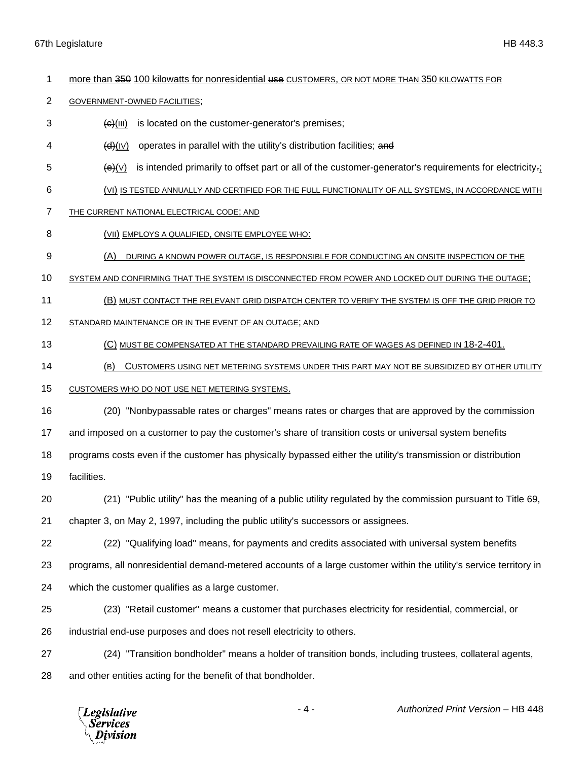more than ~~350~~ 100 kilowatts for nonresidential ~~use~~ CUSTOMERS, OR NOT MORE THAN 350 KILOWATTS FOR GOVERNMENT-OWNED FACILITIES;

~~(c)~~(III) is located on the customer-generator's premises;

~~(d)~~(IV) operates in parallel with the utility's distribution facilities; ~~and~~

~~(e)~~(V) is intended primarily to offset part or all of the customer-generator's requirements for electricity~~.~~;

(VI) IS TESTED ANNUALLY AND CERTIFIED FOR THE FULL FUNCTIONALITY OF ALL SYSTEMS, IN ACCORDANCE WITH THE CURRENT NATIONAL ELECTRICAL CODE; AND

(VII) EMPLOYS A QUALIFIED, ONSITE EMPLOYEE WHO:

(A) DURING A KNOWN POWER OUTAGE, IS RESPONSIBLE FOR CONDUCTING AN ONSITE INSPECTION OF THE SYSTEM AND CONFIRMING THAT THE SYSTEM IS DISCONNECTED FROM POWER AND LOCKED OUT DURING THE OUTAGE;

(B) MUST CONTACT THE RELEVANT GRID DISPATCH CENTER TO VERIFY THE SYSTEM IS OFF THE GRID PRIOR TO STANDARD MAINTENANCE OR IN THE EVENT OF AN OUTAGE; AND

(C) MUST BE COMPENSATED AT THE STANDARD PREVAILING RATE OF WAGES AS DEFINED IN 18-2-401.

(B) CUSTOMERS USING NET METERING SYSTEMS UNDER THIS PART MAY NOT BE SUBSIDIZED BY OTHER UTILITY CUSTOMERS WHO DO NOT USE NET METERING SYSTEMS.

(20) "Nonbypassable rates or charges" means rates or charges that are approved by the commission and imposed on a customer to pay the customer's share of transition costs or universal system benefits programs costs even if the customer has physically bypassed either the utility's transmission or distribution facilities.

(21) "Public utility" has the meaning of a public utility regulated by the commission pursuant to Title 69, chapter 3, on May 2, 1997, including the public utility's successors or assignees.

(22) "Qualifying load" means, for payments and credits associated with universal system benefits programs, all nonresidential demand-metered accounts of a large customer within the utility's service territory in which the customer qualifies as a large customer.

(23) "Retail customer" means a customer that purchases electricity for residential, commercial, or industrial end-use purposes and does not resell electricity to others.

(24) "Transition bondholder" means a holder of transition bonds, including trustees, collateral agents, and other entities acting for the benefit of that bondholder.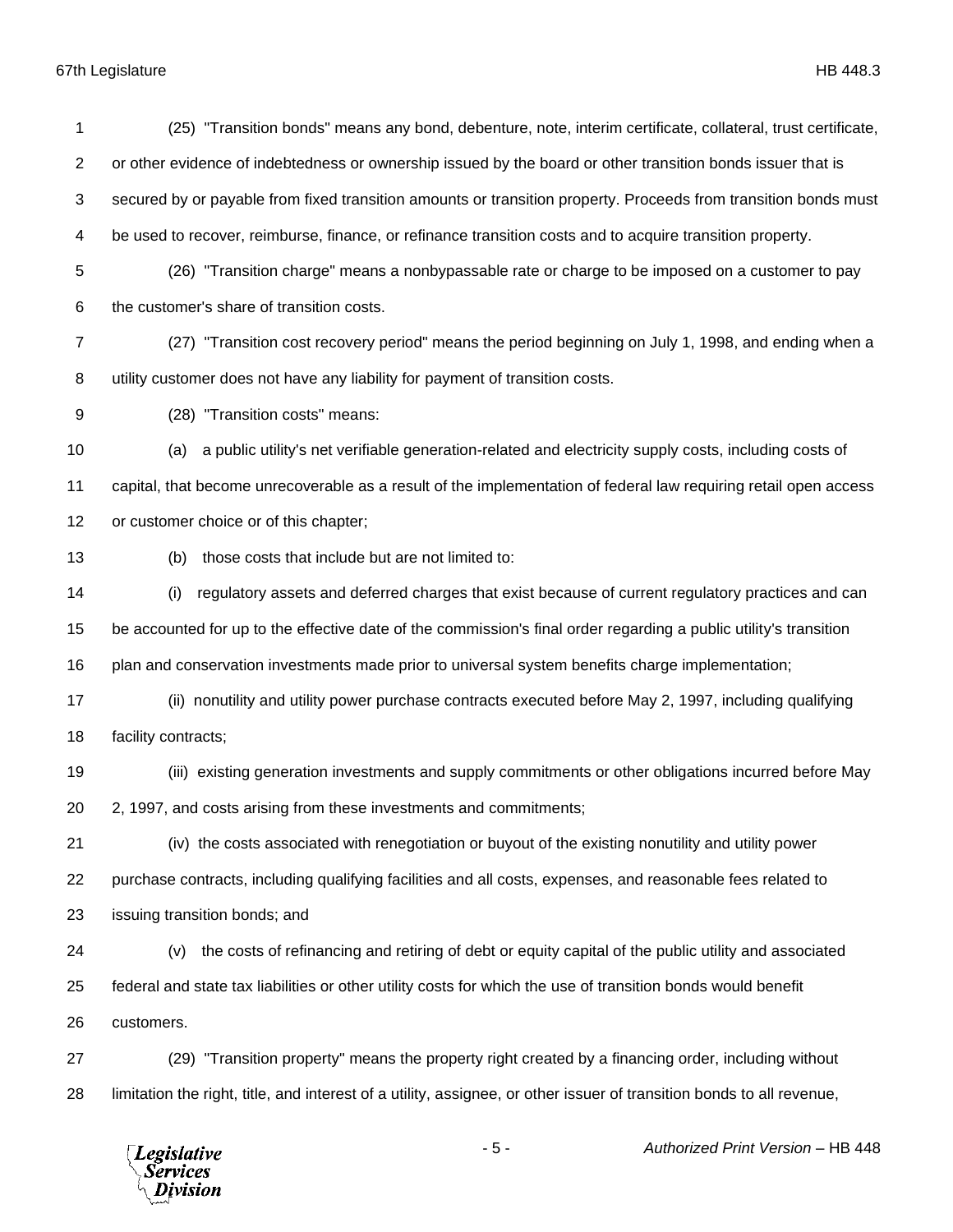(25) "Transition bonds" means any bond, debenture, note, interim certificate, collateral, trust certificate, or other evidence of indebtedness or ownership issued by the board or other transition bonds issuer that is secured by or payable from fixed transition amounts or transition property. Proceeds from transition bonds must be used to recover, reimburse, finance, or refinance transition costs and to acquire transition property.

(26) "Transition charge" means a nonbypassable rate or charge to be imposed on a customer to pay the customer's share of transition costs.

(27) "Transition cost recovery period" means the period beginning on July 1, 1998, and ending when a utility customer does not have any liability for payment of transition costs.

(28) "Transition costs" means:

(a) a public utility's net verifiable generation-related and electricity supply costs, including costs of capital, that become unrecoverable as a result of the implementation of federal law requiring retail open access or customer choice or of this chapter;

(b) those costs that include but are not limited to:

(i) regulatory assets and deferred charges that exist because of current regulatory practices and can be accounted for up to the effective date of the commission's final order regarding a public utility's transition plan and conservation investments made prior to universal system benefits charge implementation;

(ii) nonutility and utility power purchase contracts executed before May 2, 1997, including qualifying facility contracts;

(iii) existing generation investments and supply commitments or other obligations incurred before May 2, 1997, and costs arising from these investments and commitments;

(iv) the costs associated with renegotiation or buyout of the existing nonutility and utility power purchase contracts, including qualifying facilities and all costs, expenses, and reasonable fees related to issuing transition bonds; and

(v) the costs of refinancing and retiring of debt or equity capital of the public utility and associated federal and state tax liabilities or other utility costs for which the use of transition bonds would benefit customers.

(29) "Transition property" means the property right created by a financing order, including without limitation the right, title, and interest of a utility, assignee, or other issuer of transition bonds to all revenue,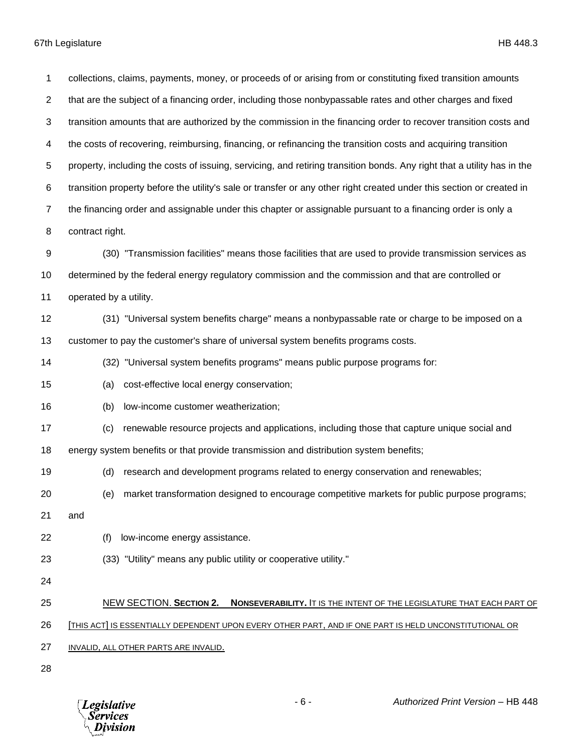collections, claims, payments, money, or proceeds of or arising from or constituting fixed transition amounts that are the subject of a financing order, including those nonbypassable rates and other charges and fixed transition amounts that are authorized by the commission in the financing order to recover transition costs and the costs of recovering, reimbursing, financing, or refinancing the transition costs and acquiring transition property, including the costs of issuing, servicing, and retiring transition bonds. Any right that a utility has in the transition property before the utility's sale or transfer or any other right created under this section or created in the financing order and assignable under this chapter or assignable pursuant to a financing order is only a contract right.

(30) "Transmission facilities" means those facilities that are used to provide transmission services as determined by the federal energy regulatory commission and the commission and that are controlled or operated by a utility.

(31) "Universal system benefits charge" means a nonbypassable rate or charge to be imposed on a customer to pay the customer's share of universal system benefits programs costs.

(32) "Universal system benefits programs" means public purpose programs for:

(a) cost-effective local energy conservation;

(b) low-income customer weatherization;

(c) renewable resource projects and applications, including those that capture unique social and energy system benefits or that provide transmission and distribution system benefits;

(d) research and development programs related to energy conservation and renewables;

(e) market transformation designed to encourage competitive markets for public purpose programs; and

(f) low-income energy assistance.

(33) "Utility" means any public utility or cooperative utility."

NEW SECTION. **Section 2. Nonseverability.** It is the intent of the legislature that each part of [this act] is essentially dependent upon every other part, and if one part is held unconstitutional or invalid, all other parts are invalid.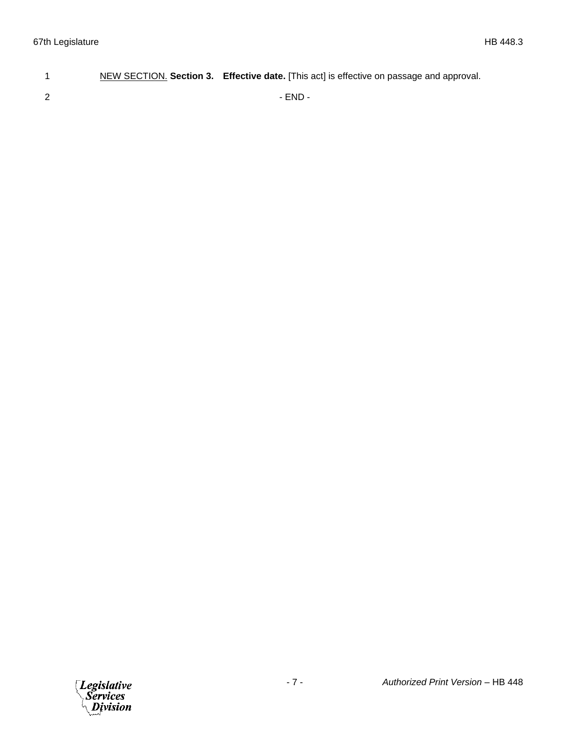NEW SECTION. **Section 3. Effective date.** [This act] is effective on passage and approval.

- END -